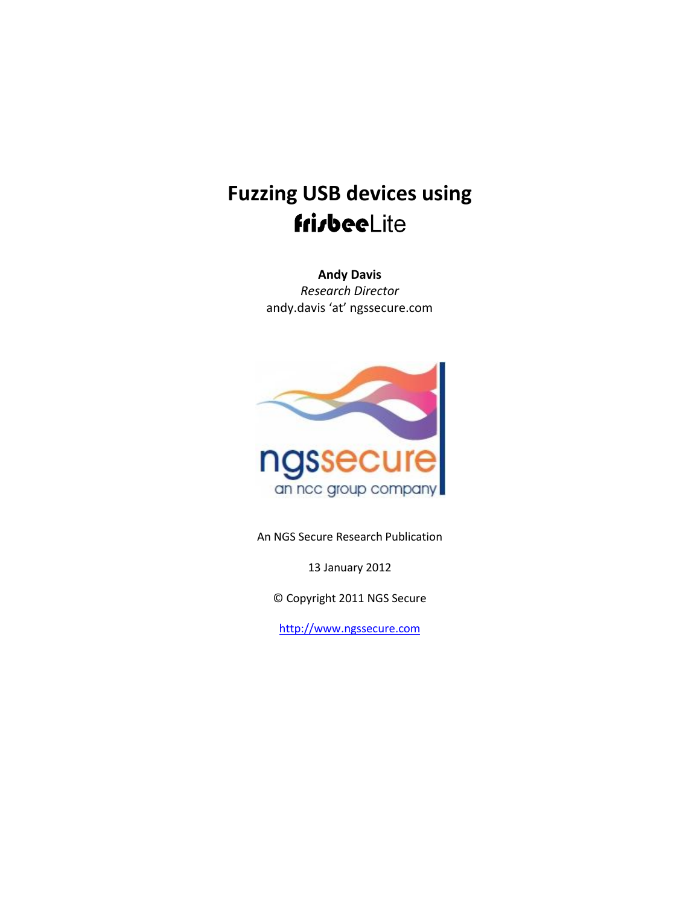# Fuzzing USB devices using frisbeeLite

**Andy Davis**
*Research Director*
andy.davis 'at' ngssecure.com

ngssecure
an ncc group company

An NGS Secure Research Publication

13 January 2012

© Copyright 2011 NGS Secure

http://www.ngssecure.com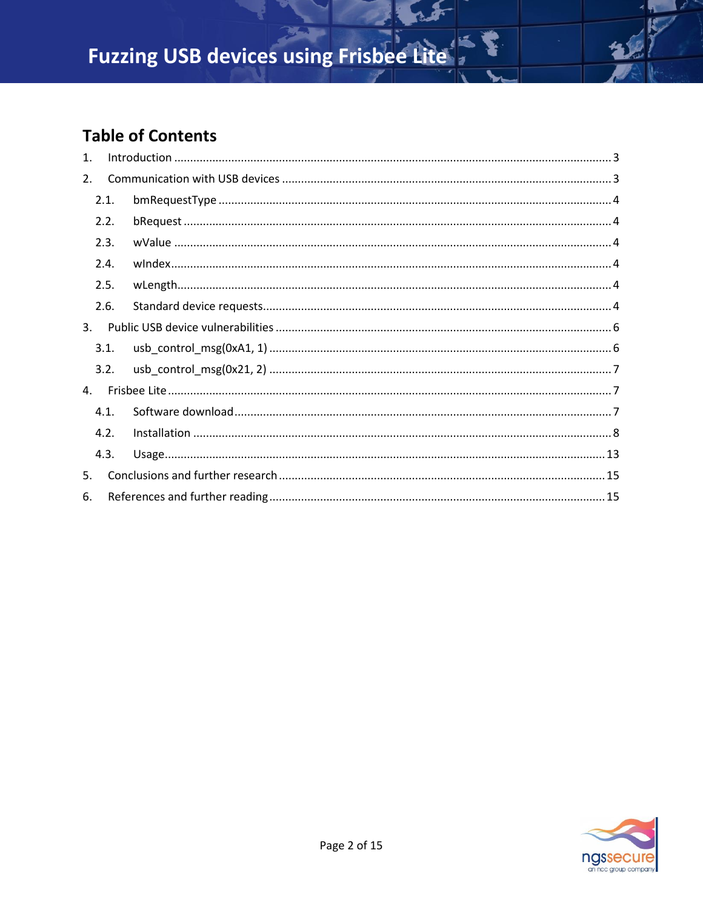## Table of Contents

1. Introduction ........................................................ 3
2. Communication with USB devices ........................................................ 3
   - 2.1. bmRequestType ........................................................ 4
   - 2.2. bRequest ........................................................ 4
   - 2.3. wValue ........................................................ 4
   - 2.4. wIndex ........................................................ 4
   - 2.5. wLength ........................................................ 4
   - 2.6. Standard device requests ........................................................ 4
3. Public USB device vulnerabilities ........................................................ 6
   - 3.1. usb_control_msg(0xA1, 1) ........................................................ 6
   - 3.2. usb_control_msg(0x21, 2) ........................................................ 7
4. Frisbee Lite ........................................................ 7
   - 4.1. Software download ........................................................ 7
   - 4.2. Installation ........................................................ 8
   - 4.3. Usage ........................................................ 13
5. Conclusions and further research ........................................................ 15
6. References and further reading ........................................................ 15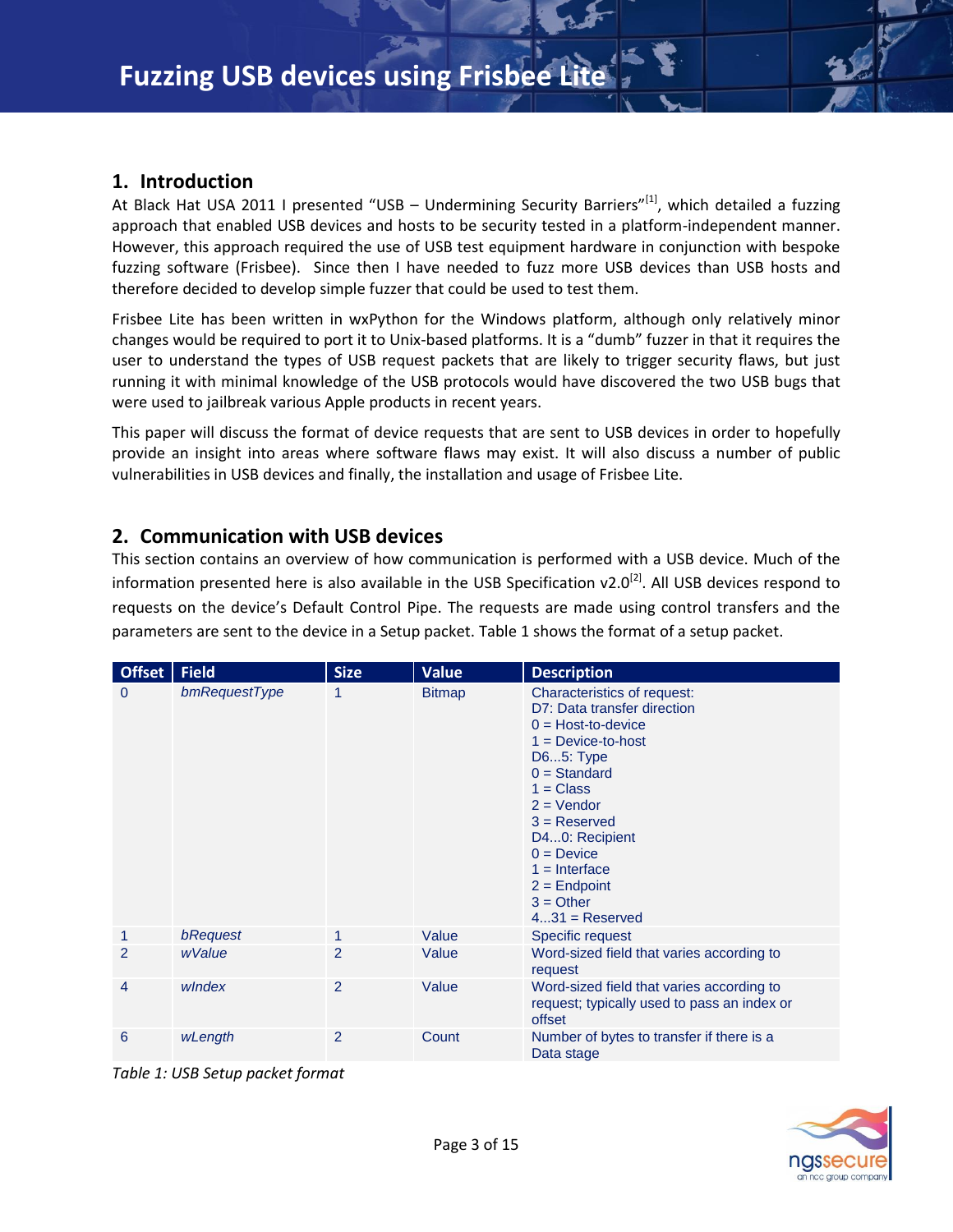## 1. Introduction

At Black Hat USA 2011 I presented "USB – Undermining Security Barriers"[1], which detailed a fuzzing approach that enabled USB devices and hosts to be security tested in a platform-independent manner. However, this approach required the use of USB test equipment hardware in conjunction with bespoke fuzzing software (Frisbee). Since then I have needed to fuzz more USB devices than USB hosts and therefore decided to develop simple fuzzer that could be used to test them.

Frisbee Lite has been written in wxPython for the Windows platform, although only relatively minor changes would be required to port it to Unix-based platforms. It is a "dumb" fuzzer in that it requires the user to understand the types of USB request packets that are likely to trigger security flaws, but just running it with minimal knowledge of the USB protocols would have discovered the two USB bugs that were used to jailbreak various Apple products in recent years.

This paper will discuss the format of device requests that are sent to USB devices in order to hopefully provide an insight into areas where software flaws may exist. It will also discuss a number of public vulnerabilities in USB devices and finally, the installation and usage of Frisbee Lite.

## 2. Communication with USB devices

This section contains an overview of how communication is performed with a USB device. Much of the information presented here is also available in the USB Specification v2.0[2]. All USB devices respond to requests on the device's Default Control Pipe. The requests are made using control transfers and the parameters are sent to the device in a Setup packet. Table 1 shows the format of a setup packet.

| Offset | Field | Size | Value | Description |
|---|---|---|---|---|
| 0 | *bmRequestType* | 1 | Bitmap | Characteristics of request:<br>D7: Data transfer direction<br>0 = Host-to-device<br>1 = Device-to-host<br>D6...5: Type<br>0 = Standard<br>1 = Class<br>2 = Vendor<br>3 = Reserved<br>D4...0: Recipient<br>0 = Device<br>1 = Interface<br>2 = Endpoint<br>3 = Other<br>4...31 = Reserved |
| 1 | *bRequest* | 1 | Value | Specific request |
| 2 | *wValue* | 2 | Value | Word-sized field that varies according to request |
| 4 | *wIndex* | 2 | Value | Word-sized field that varies according to request; typically used to pass an index or offset |
| 6 | *wLength* | 2 | Count | Number of bytes to transfer if there is a Data stage |

*Table 1: USB Setup packet format*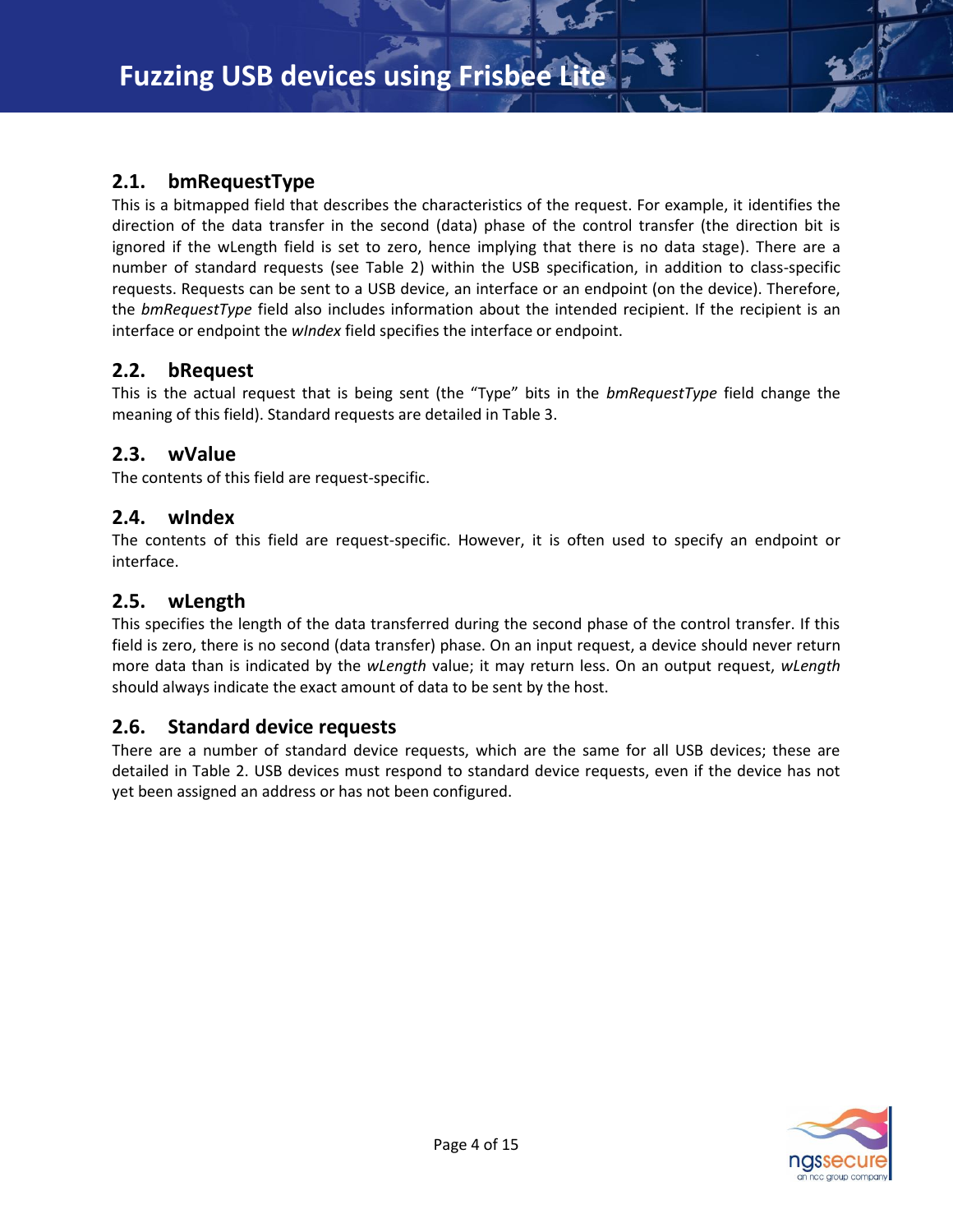## 2.1. bmRequestType

This is a bitmapped field that describes the characteristics of the request. For example, it identifies the direction of the data transfer in the second (data) phase of the control transfer (the direction bit is ignored if the wLength field is set to zero, hence implying that there is no data stage). There are a number of standard requests (see Table 2) within the USB specification, in addition to class-specific requests. Requests can be sent to a USB device, an interface or an endpoint (on the device). Therefore, the *bmRequestType* field also includes information about the intended recipient. If the recipient is an interface or endpoint the *wIndex* field specifies the interface or endpoint.

## 2.2. bRequest

This is the actual request that is being sent (the "Type" bits in the *bmRequestType* field change the meaning of this field). Standard requests are detailed in Table 3.

## 2.3. wValue

The contents of this field are request-specific.

## 2.4. wIndex

The contents of this field are request-specific. However, it is often used to specify an endpoint or interface.

## 2.5. wLength

This specifies the length of the data transferred during the second phase of the control transfer. If this field is zero, there is no second (data transfer) phase. On an input request, a device should never return more data than is indicated by the *wLength* value; it may return less. On an output request, *wLength* should always indicate the exact amount of data to be sent by the host.

## 2.6. Standard device requests

There are a number of standard device requests, which are the same for all USB devices; these are detailed in Table 2. USB devices must respond to standard device requests, even if the device has not yet been assigned an address or has not been configured.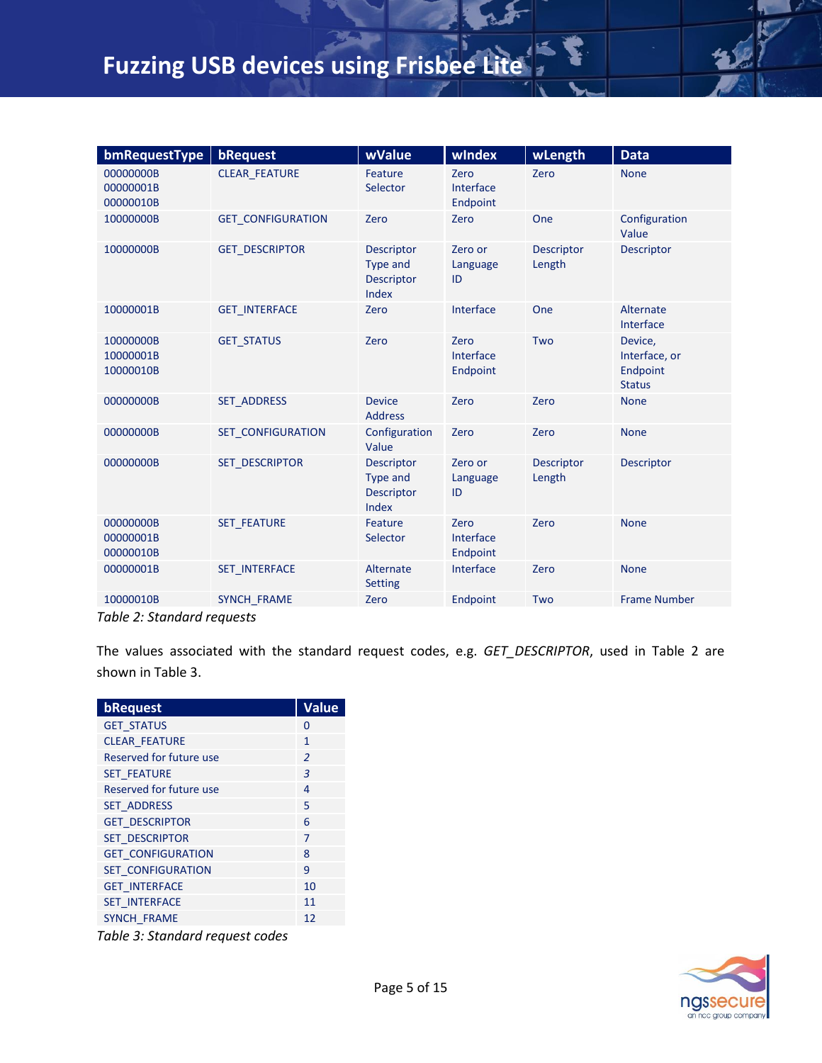| bmRequestType | bRequest | wValue | wIndex | wLength | Data |
|---|---|---|---|---|---|
| 00000000B 00000001B 00000010B | CLEAR_FEATURE | Feature Selector | Zero Interface Endpoint | Zero | None |
| 10000000B | GET_CONFIGURATION | Zero | Zero | One | Configuration Value |
| 10000000B | GET_DESCRIPTOR | Descriptor Type and Descriptor Index | Zero or Language ID | Descriptor Length | Descriptor |
| 10000001B | GET_INTERFACE | Zero | Interface | One | Alternate Interface |
| 10000000B 10000001B 10000010B | GET_STATUS | Zero | Zero Interface Endpoint | Two | Device, Interface, or Endpoint Status |
| 00000000B | SET_ADDRESS | Device Address | Zero | Zero | None |
| 00000000B | SET_CONFIGURATION | Configuration Value | Zero | Zero | None |
| 00000000B | SET_DESCRIPTOR | Descriptor Type and Descriptor Index | Zero or Language ID | Descriptor Length | Descriptor |
| 00000000B 00000001B 00000010B | SET_FEATURE | Feature Selector | Zero Interface Endpoint | Zero | None |
| 00000001B | SET_INTERFACE | Alternate Setting | Interface | Zero | None |
| 10000010B | SYNCH_FRAME | Zero | Endpoint | Two | Frame Number |

*Table 2: Standard requests*

The values associated with the standard request codes, e.g. *GET_DESCRIPTOR*, used in Table 2 are shown in Table 3.

| bRequest | Value |
|---|---|
| GET_STATUS | 0 |
| CLEAR_FEATURE | 1 |
| Reserved for future use | *2* |
| SET_FEATURE | *3* |
| Reserved for future use | 4 |
| SET_ADDRESS | 5 |
| GET_DESCRIPTOR | 6 |
| SET_DESCRIPTOR | 7 |
| GET_CONFIGURATION | 8 |
| SET_CONFIGURATION | 9 |
| GET_INTERFACE | 10 |
| SET_INTERFACE | 11 |
| SYNCH_FRAME | 12 |

*Table 3: Standard request codes*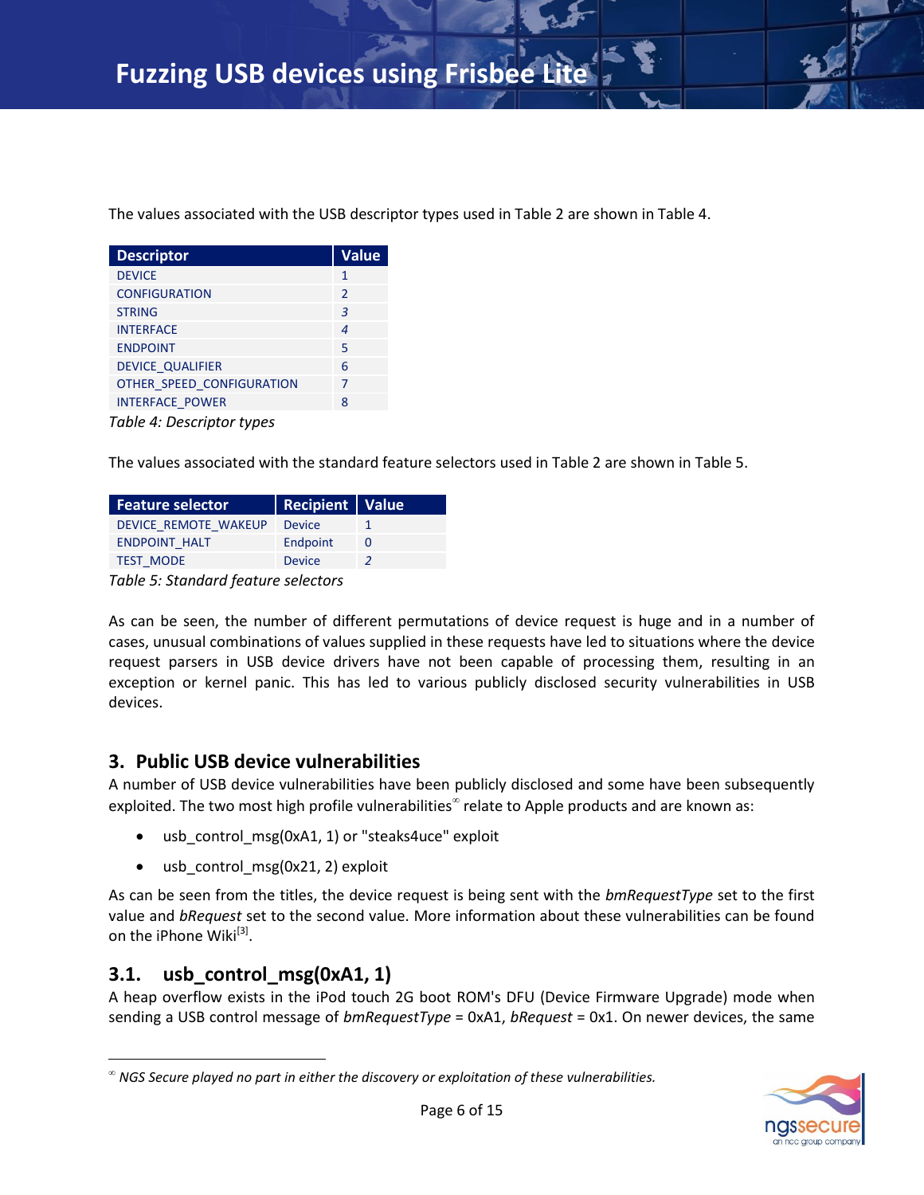The values associated with the USB descriptor types used in Table 2 are shown in Table 4.

| Descriptor | Value |
|---|---|
| DEVICE | 1 |
| CONFIGURATION | 2 |
| STRING | 3 |
| INTERFACE | 4 |
| ENDPOINT | 5 |
| DEVICE_QUALIFIER | 6 |
| OTHER_SPEED_CONFIGURATION | 7 |
| INTERFACE_POWER | 8 |

*Table 4: Descriptor types*

The values associated with the standard feature selectors used in Table 2 are shown in Table 5.

| Feature selector | Recipient | Value |
|---|---|---|
| DEVICE_REMOTE_WAKEUP | Device | 1 |
| ENDPOINT_HALT | Endpoint | 0 |
| TEST_MODE | Device | 2 |

*Table 5: Standard feature selectors*

As can be seen, the number of different permutations of device request is huge and in a number of cases, unusual combinations of values supplied in these requests have led to situations where the device request parsers in USB device drivers have not been capable of processing them, resulting in an exception or kernel panic. This has led to various publicly disclosed security vulnerabilities in USB devices.

## 3. Public USB device vulnerabilities

A number of USB device vulnerabilities have been publicly disclosed and some have been subsequently exploited. The two most high profile vulnerabilities[∞] relate to Apple products and are known as:

- usb_control_msg(0xA1, 1) or "steaks4uce" exploit
- usb_control_msg(0x21, 2) exploit

As can be seen from the titles, the device request is being sent with the *bmRequestType* set to the first value and *bRequest* set to the second value. More information about these vulnerabilities can be found on the iPhone Wiki[3].

### 3.1. usb_control_msg(0xA1, 1)

A heap overflow exists in the iPod touch 2G boot ROM's DFU (Device Firmware Upgrade) mode when sending a USB control message of *bmRequestType* = 0xA1, *bRequest* = 0x1. On newer devices, the same

[∞] *NGS Secure played no part in either the discovery or exploitation of these vulnerabilities.*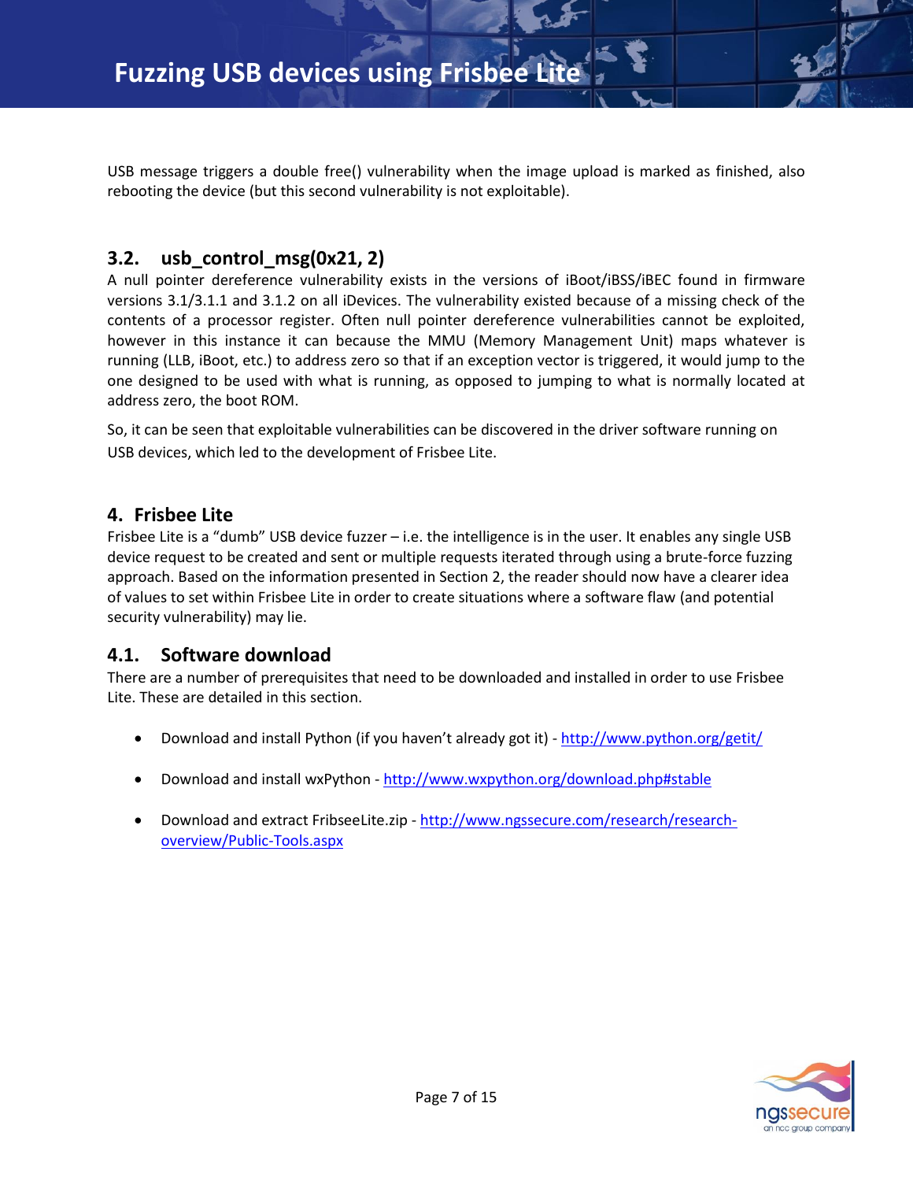USB message triggers a double free() vulnerability when the image upload is marked as finished, also rebooting the device (but this second vulnerability is not exploitable).

### 3.2. usb_control_msg(0x21, 2)

A null pointer dereference vulnerability exists in the versions of iBoot/iBSS/iBEC found in firmware versions 3.1/3.1.1 and 3.1.2 on all iDevices. The vulnerability existed because of a missing check of the contents of a processor register. Often null pointer dereference vulnerabilities cannot be exploited, however in this instance it can because the MMU (Memory Management Unit) maps whatever is running (LLB, iBoot, etc.) to address zero so that if an exception vector is triggered, it would jump to the one designed to be used with what is running, as opposed to jumping to what is normally located at address zero, the boot ROM.

So, it can be seen that exploitable vulnerabilities can be discovered in the driver software running on USB devices, which led to the development of Frisbee Lite.

## 4. Frisbee Lite

Frisbee Lite is a "dumb" USB device fuzzer – i.e. the intelligence is in the user. It enables any single USB device request to be created and sent or multiple requests iterated through using a brute-force fuzzing approach. Based on the information presented in Section 2, the reader should now have a clearer idea of values to set within Frisbee Lite in order to create situations where a software flaw (and potential security vulnerability) may lie.

### 4.1. Software download

There are a number of prerequisites that need to be downloaded and installed in order to use Frisbee Lite. These are detailed in this section.

- Download and install Python (if you haven't already got it) - [http://www.python.org/getit/](http://www.python.org/getit/)
- Download and install wxPython - [http://www.wxpython.org/download.php#stable](http://www.wxpython.org/download.php#stable)
- Download and extract FribseeLite.zip - [http://www.ngssecure.com/research/research-overview/Public-Tools.aspx](http://www.ngssecure.com/research/research-overview/Public-Tools.aspx)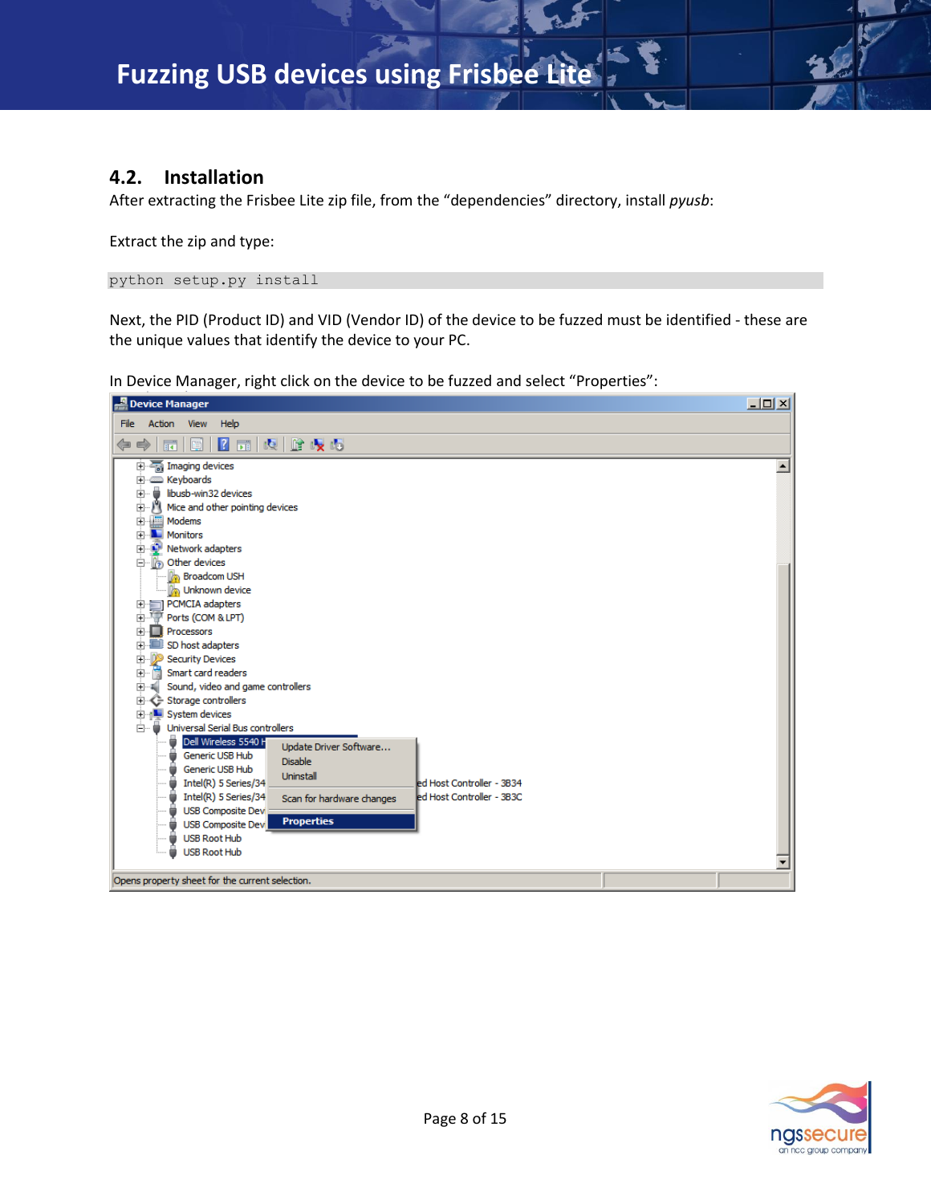## 4.2. Installation

After extracting the Frisbee Lite zip file, from the “dependencies” directory, install *pyusb*:

Extract the zip and type:

```
python setup.py install
```

Next, the PID (Product ID) and VID (Vendor ID) of the device to be fuzzed must be identified - these are the unique values that identify the device to your PC.

In Device Manager, right click on the device to be fuzzed and select “Properties”: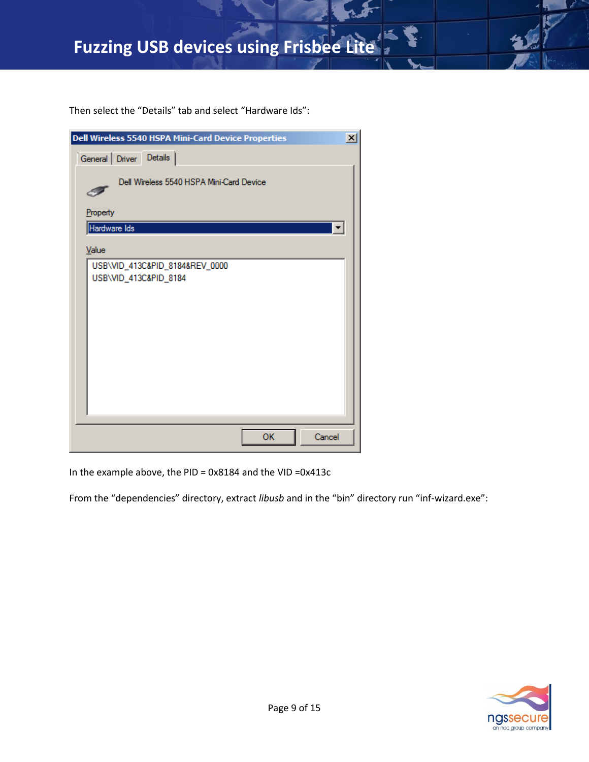Then select the "Details" tab and select "Hardware Ids":

In the example above, the PID = 0x8184 and the VID =0x413c

From the "dependencies" directory, extract *libusb* and in the "bin" directory run "inf-wizard.exe":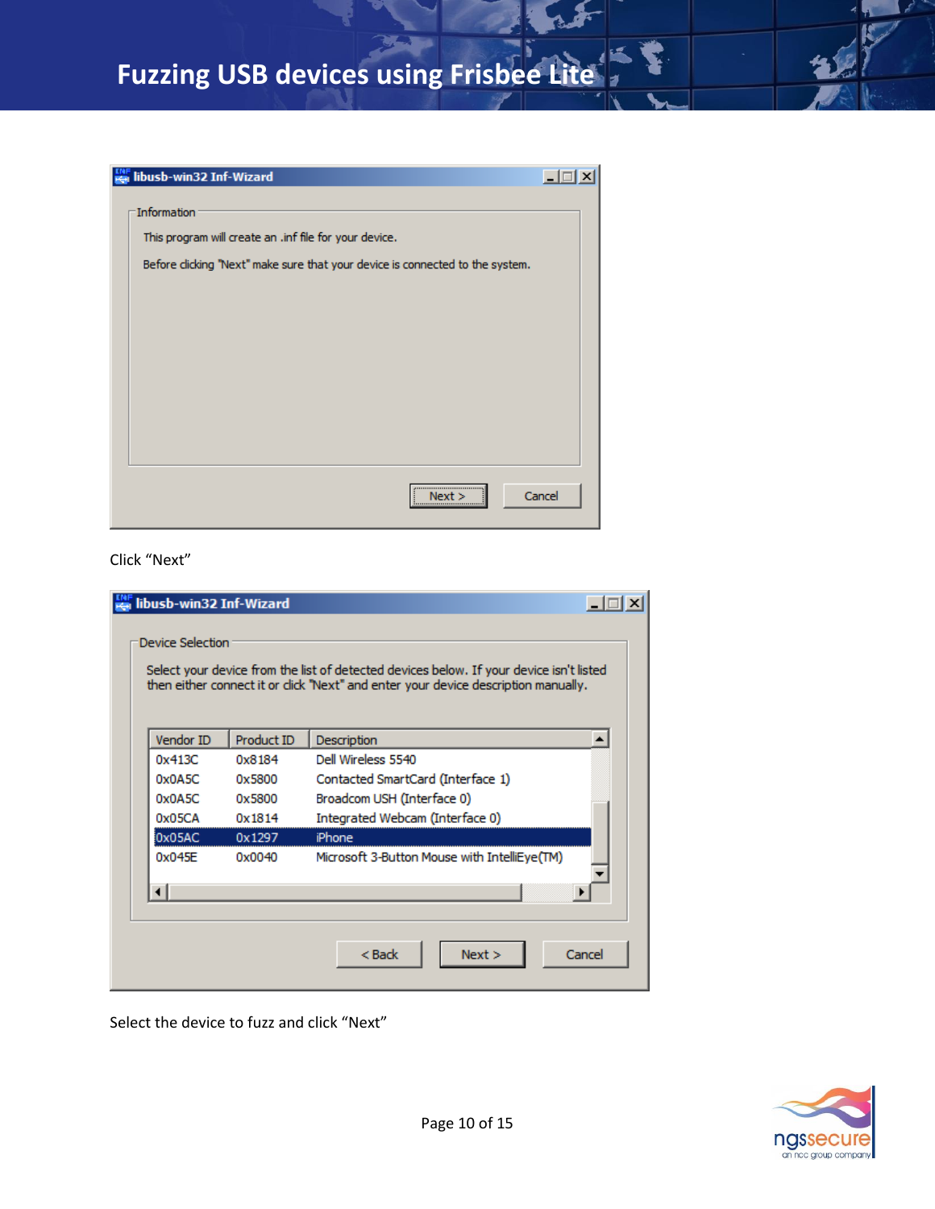libusb-win32 Inf-Wizard

Information

This program will create an .inf file for your device.

Before clicking "Next" make sure that your device is connected to the system.

Next > Cancel

Click "Next"

libusb-win32 Inf-Wizard

Device Selection

Select your device from the list of detected devices below. If your device isn't listed then either connect it or click "Next" and enter your device description manually.

| Vendor ID | Product ID | Description |
| --- | --- | --- |
| 0x413C | 0x8184 | Dell Wireless 5540 |
| 0x0A5C | 0x5800 | Contacted SmartCard (Interface 1) |
| 0x0A5C | 0x5800 | Broadcom USH (Interface 0) |
| 0x05CA | 0x1814 | Integrated Webcam (Interface 0) |
| 0x05AC | 0x1297 | iPhone |
| 0x045E | 0x0040 | Microsoft 3-Button Mouse with IntelliEye(TM) |

< Back Next > Cancel

Select the device to fuzz and click "Next"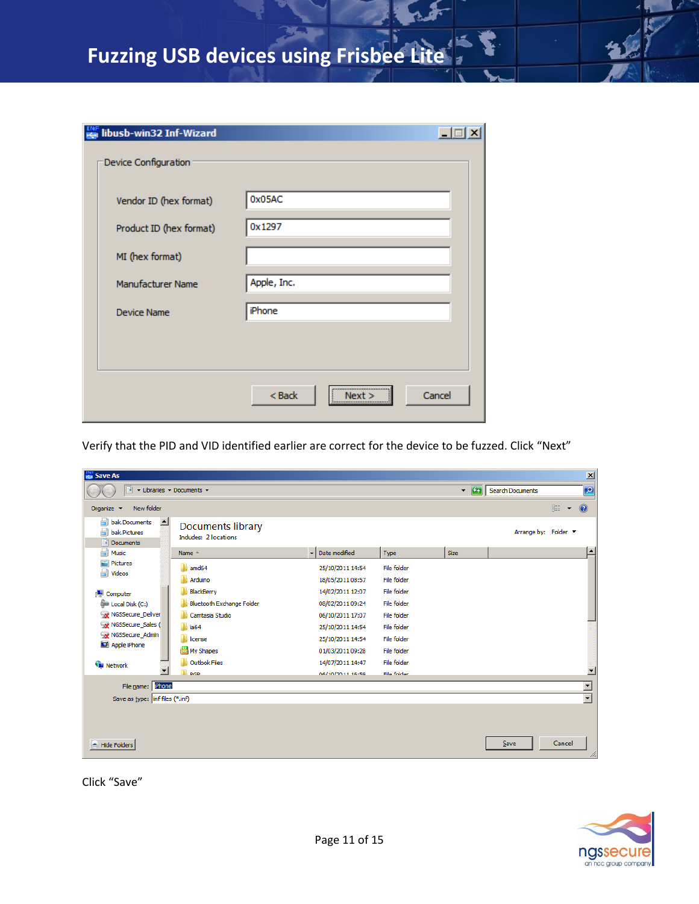Verify that the PID and VID identified earlier are correct for the device to be fuzzed. Click “Next”

Click “Save”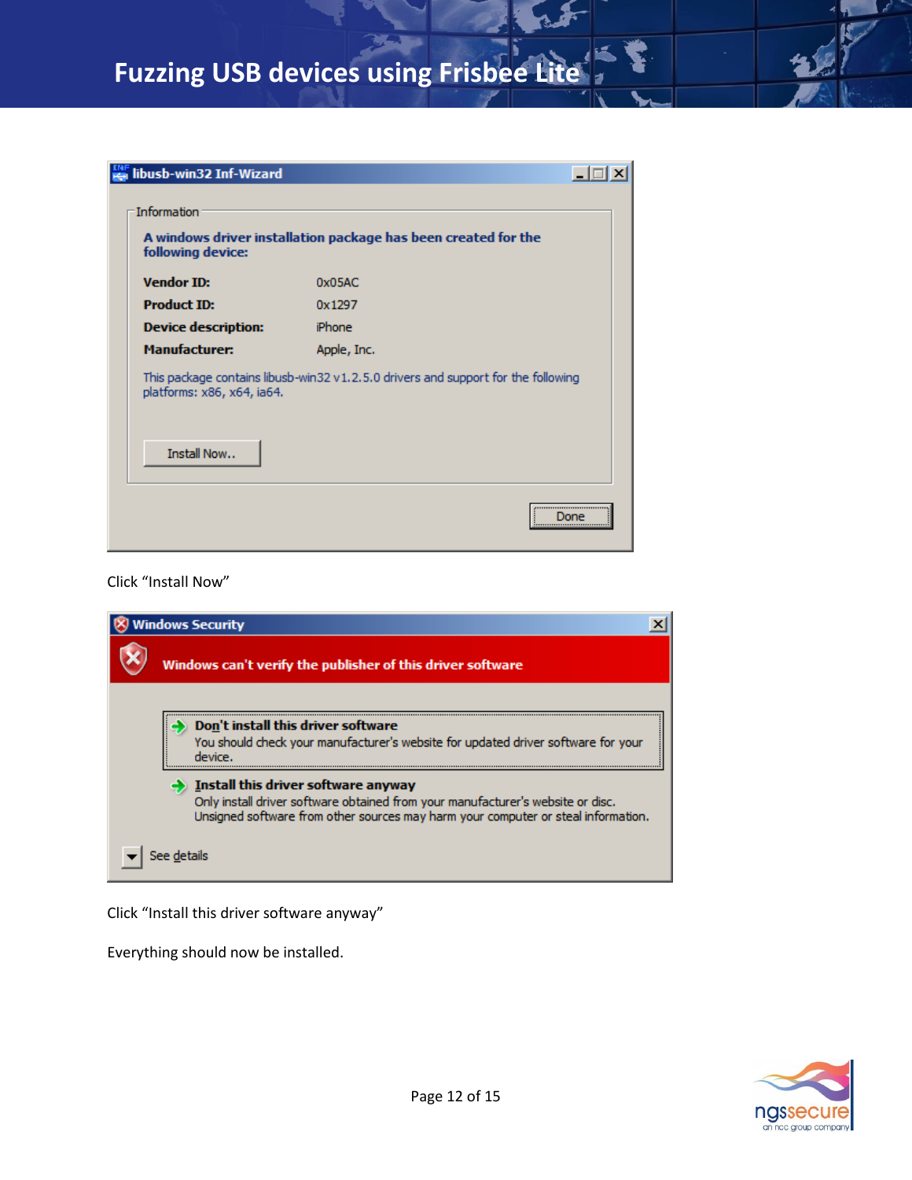Click “Install Now”

Click “Install this driver software anyway”

Everything should now be installed.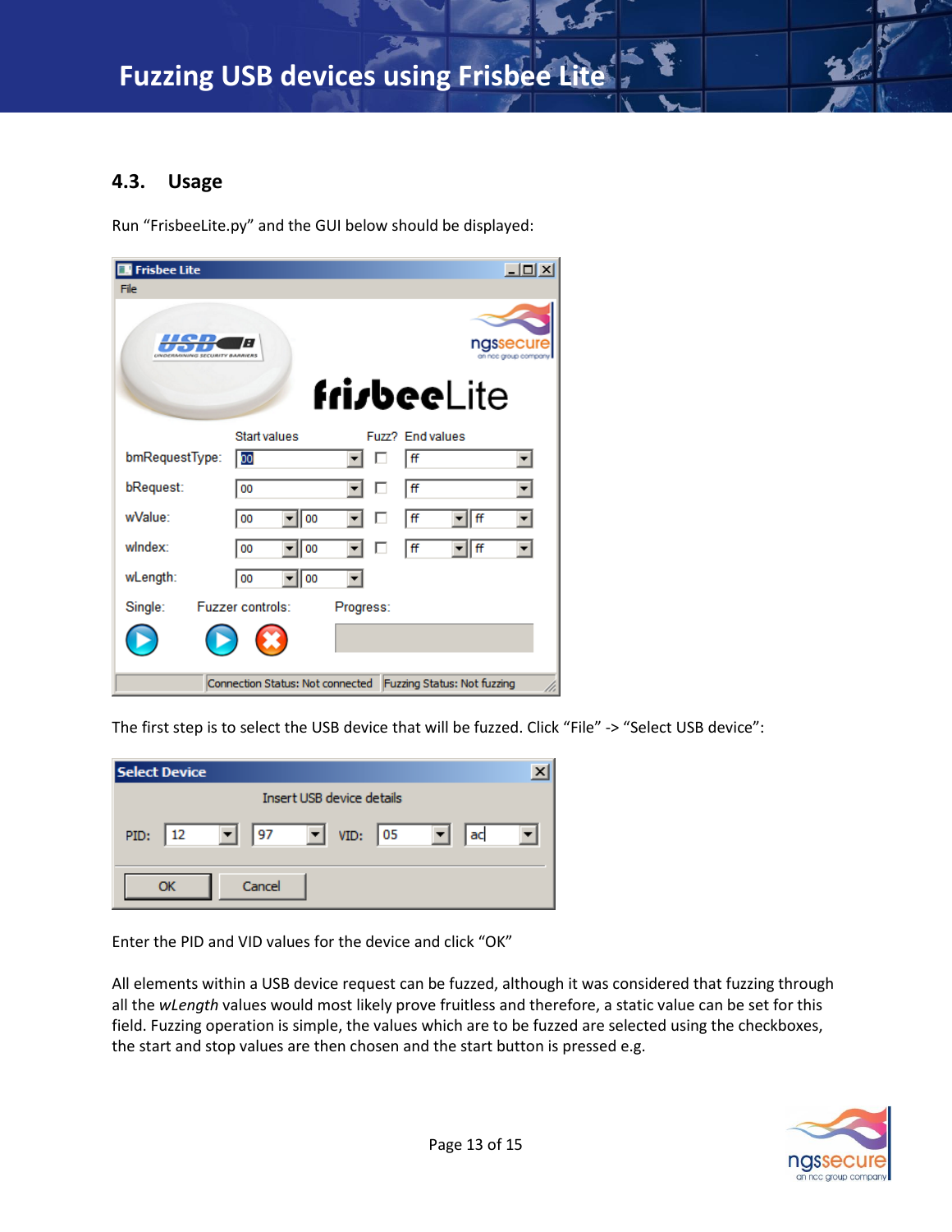## 4.3. Usage

Run “FrisbeeLite.py” and the GUI below should be displayed:

The first step is to select the USB device that will be fuzzed. Click “File” -> “Select USB device”:

Enter the PID and VID values for the device and click “OK”

All elements within a USB device request can be fuzzed, although it was considered that fuzzing through all the *wLength* values would most likely prove fruitless and therefore, a static value can be set for this field. Fuzzing operation is simple, the values which are to be fuzzed are selected using the checkboxes, the start and stop values are then chosen and the start button is pressed e.g.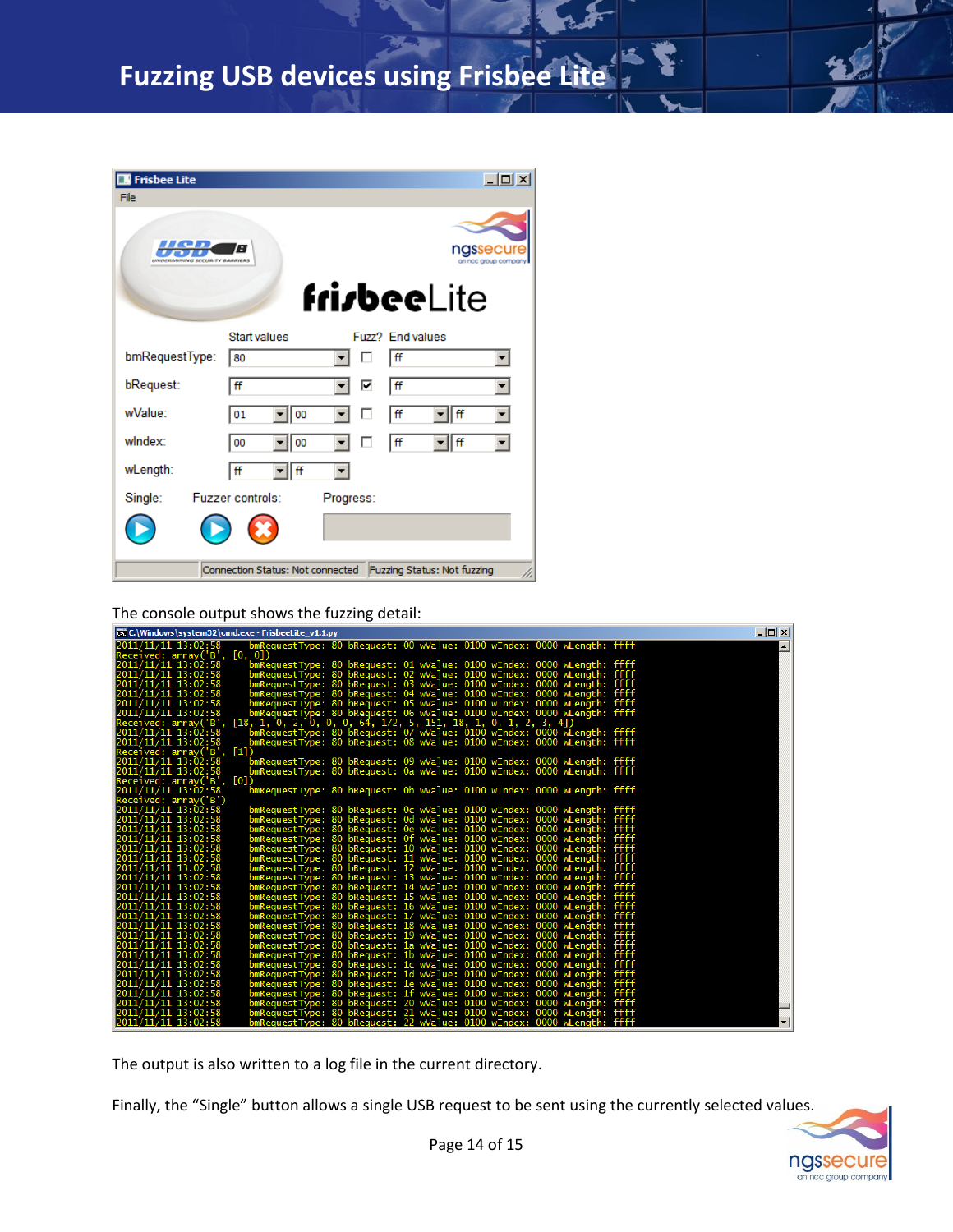The console output shows the fuzzing detail:

```
2011/11/11 13:02:58     bmRequestType: 80 bRequest: 00 wValue: 0100 wIndex: 0000 wLength: ffff
Received: array('B', [0, 0])
2011/11/11 13:02:58     bmRequestType: 80 bRequest: 01 wValue: 0100 wIndex: 0000 wLength: ffff
2011/11/11 13:02:58     bmRequestType: 80 bRequest: 02 wValue: 0100 wIndex: 0000 wLength: ffff
2011/11/11 13:02:58     bmRequestType: 80 bRequest: 03 wValue: 0100 wIndex: 0000 wLength: ffff
2011/11/11 13:02:58     bmRequestType: 80 bRequest: 04 wValue: 0100 wIndex: 0000 wLength: ffff
2011/11/11 13:02:58     bmRequestType: 80 bRequest: 05 wValue: 0100 wIndex: 0000 wLength: ffff
2011/11/11 13:02:58     bmRequestType: 80 bRequest: 06 wValue: 0100 wIndex: 0000 wLength: ffff
Received: array('B', [18, 1, 0, 2, 0, 0, 0, 64, 172, 5, 151, 18, 1, 0, 1, 2, 3, 4])
2011/11/11 13:02:58     bmRequestType: 80 bRequest: 07 wValue: 0100 wIndex: 0000 wLength: ffff
2011/11/11 13:02:58     bmRequestType: 80 bRequest: 08 wValue: 0100 wIndex: 0000 wLength: ffff
Received: array('B', [1])
2011/11/11 13:02:58     bmRequestType: 80 bRequest: 09 wValue: 0100 wIndex: 0000 wLength: ffff
2011/11/11 13:02:58     bmRequestType: 80 bRequest: 0a wValue: 0100 wIndex: 0000 wLength: ffff
Received: array('B', [0])
2011/11/11 13:02:58     bmRequestType: 80 bRequest: 0b wValue: 0100 wIndex: 0000 wLength: ffff
Received: array('B')
2011/11/11 13:02:58     bmRequestType: 80 bRequest: 0c wValue: 0100 wIndex: 0000 wLength: ffff
2011/11/11 13:02:58     bmRequestType: 80 bRequest: 0d wValue: 0100 wIndex: 0000 wLength: ffff
2011/11/11 13:02:58     bmRequestType: 80 bRequest: 0e wValue: 0100 wIndex: 0000 wLength: ffff
2011/11/11 13:02:58     bmRequestType: 80 bRequest: 0f wValue: 0100 wIndex: 0000 wLength: ffff
2011/11/11 13:02:58     bmRequestType: 80 bRequest: 10 wValue: 0100 wIndex: 0000 wLength: ffff
2011/11/11 13:02:58     bmRequestType: 80 bRequest: 11 wValue: 0100 wIndex: 0000 wLength: ffff
2011/11/11 13:02:58     bmRequestType: 80 bRequest: 12 wValue: 0100 wIndex: 0000 wLength: ffff
2011/11/11 13:02:58     bmRequestType: 80 bRequest: 13 wValue: 0100 wIndex: 0000 wLength: ffff
2011/11/11 13:02:58     bmRequestType: 80 bRequest: 14 wValue: 0100 wIndex: 0000 wLength: ffff
2011/11/11 13:02:58     bmRequestType: 80 bRequest: 15 wValue: 0100 wIndex: 0000 wLength: ffff
2011/11/11 13:02:58     bmRequestType: 80 bRequest: 16 wValue: 0100 wIndex: 0000 wLength: ffff
2011/11/11 13:02:58     bmRequestType: 80 bRequest: 17 wValue: 0100 wIndex: 0000 wLength: ffff
2011/11/11 13:02:58     bmRequestType: 80 bRequest: 18 wValue: 0100 wIndex: 0000 wLength: ffff
2011/11/11 13:02:58     bmRequestType: 80 bRequest: 19 wValue: 0100 wIndex: 0000 wLength: ffff
2011/11/11 13:02:58     bmRequestType: 80 bRequest: 1a wValue: 0100 wIndex: 0000 wLength: ffff
2011/11/11 13:02:58     bmRequestType: 80 bRequest: 1b wValue: 0100 wIndex: 0000 wLength: ffff
2011/11/11 13:02:58     bmRequestType: 80 bRequest: 1c wValue: 0100 wIndex: 0000 wLength: ffff
2011/11/11 13:02:58     bmRequestType: 80 bRequest: 1d wValue: 0100 wIndex: 0000 wLength: ffff
2011/11/11 13:02:58     bmRequestType: 80 bRequest: 1e wValue: 0100 wIndex: 0000 wLength: ffff
2011/11/11 13:02:58     bmRequestType: 80 bRequest: 1f wValue: 0100 wIndex: 0000 wLength: ffff
2011/11/11 13:02:58     bmRequestType: 80 bRequest: 20 wValue: 0100 wIndex: 0000 wLength: ffff
2011/11/11 13:02:58     bmRequestType: 80 bRequest: 21 wValue: 0100 wIndex: 0000 wLength: ffff
2011/11/11 13:02:58     bmRequestType: 80 bRequest: 22 wValue: 0100 wIndex: 0000 wLength: ffff
```

The output is also written to a log file in the current directory.

Finally, the "Single" button allows a single USB request to be sent using the currently selected values.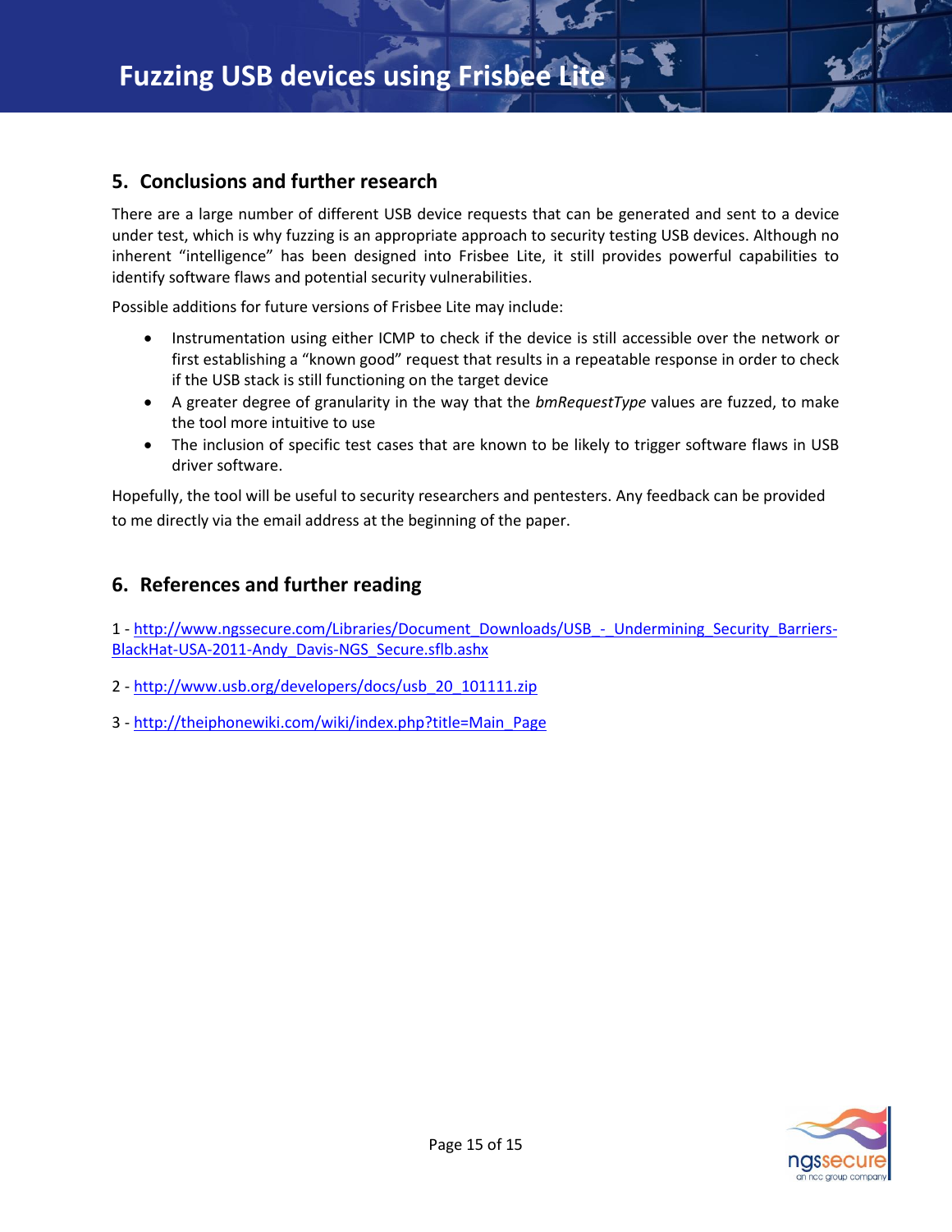## 5. Conclusions and further research

There are a large number of different USB device requests that can be generated and sent to a device under test, which is why fuzzing is an appropriate approach to security testing USB devices. Although no inherent "intelligence" has been designed into Frisbee Lite, it still provides powerful capabilities to identify software flaws and potential security vulnerabilities.

Possible additions for future versions of Frisbee Lite may include:

- Instrumentation using either ICMP to check if the device is still accessible over the network or first establishing a "known good" request that results in a repeatable response in order to check if the USB stack is still functioning on the target device
- A greater degree of granularity in the way that the *bmRequestType* values are fuzzed, to make the tool more intuitive to use
- The inclusion of specific test cases that are known to be likely to trigger software flaws in USB driver software.

Hopefully, the tool will be useful to security researchers and pentesters. Any feedback can be provided to me directly via the email address at the beginning of the paper.

## 6. References and further reading

1 - http://www.ngssecure.com/Libraries/Document_Downloads/USB_-_Undermining_Security_Barriers-BlackHat-USA-2011-Andy_Davis-NGS_Secure.sflb.ashx

2 - http://www.usb.org/developers/docs/usb_20_101111.zip

3 - http://theiphonewiki.com/wiki/index.php?title=Main_Page